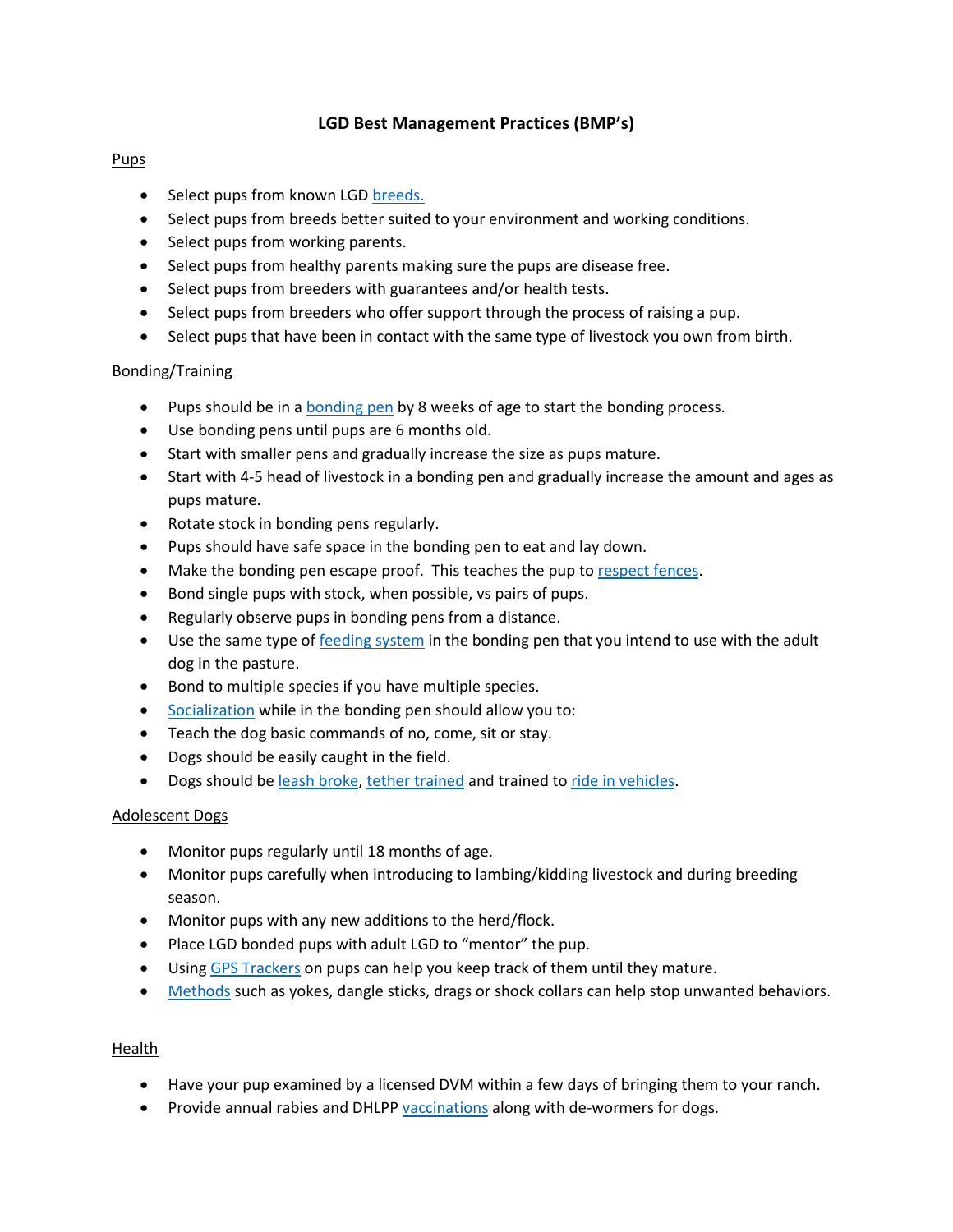# LGD Best Management Practices (BMP's)

## Pups

- Select pups from known LGD breeds.
- Select pups from breeds better suited to your environment and working conditions.
- Select pups from working parents.
- Select pups from healthy parents making sure the pups are disease free.
- Select pups from breeders with guarantees and/or health tests.
- Select pups from breeders who offer support through the process of raising a pup.
- Select pups that have been in contact with the same type of livestock you own from birth.

## Bonding/Training

- Pups should be in a bonding pen by 8 weeks of age to start the bonding process.
- Use bonding pens until pups are 6 months old.
- Start with smaller pens and gradually increase the size as pups mature.
- Start with 4-5 head of livestock in a bonding pen and gradually increase the amount and ages as pups mature.
- Rotate stock in bonding pens regularly.
- Pups should have safe space in the bonding pen to eat and lay down.
- Make the bonding pen escape proof. This teaches the pup to respect fences.
- Bond single pups with stock, when possible, vs pairs of pups.
- Regularly observe pups in bonding pens from a distance.
- Use the same type of feeding system in the bonding pen that you intend to use with the adult dog in the pasture.
- Bond to multiple species if you have multiple species.
- Socialization while in the bonding pen should allow you to:
- Teach the dog basic commands of no, come, sit or stay.
- Dogs should be easily caught in the field.
- Dogs should be leash broke, tether trained and trained to ride in vehicles.

## Adolescent Dogs

- Monitor pups regularly until 18 months of age.
- Monitor pups carefully when introducing to lambing/kidding livestock and during breeding season.
- Monitor pups with any new additions to the herd/flock.
- Place LGD bonded pups with adult LGD to "mentor" the pup.
- Using GPS Trackers on pups can help you keep track of them until they mature.
- Methods such as yokes, dangle sticks, drags or shock collars can help stop unwanted behaviors.

## Health

- Have your pup examined by a licensed DVM within a few days of bringing them to your ranch.
- Provide annual rabies and DHLPP vaccinations along with de-wormers for dogs.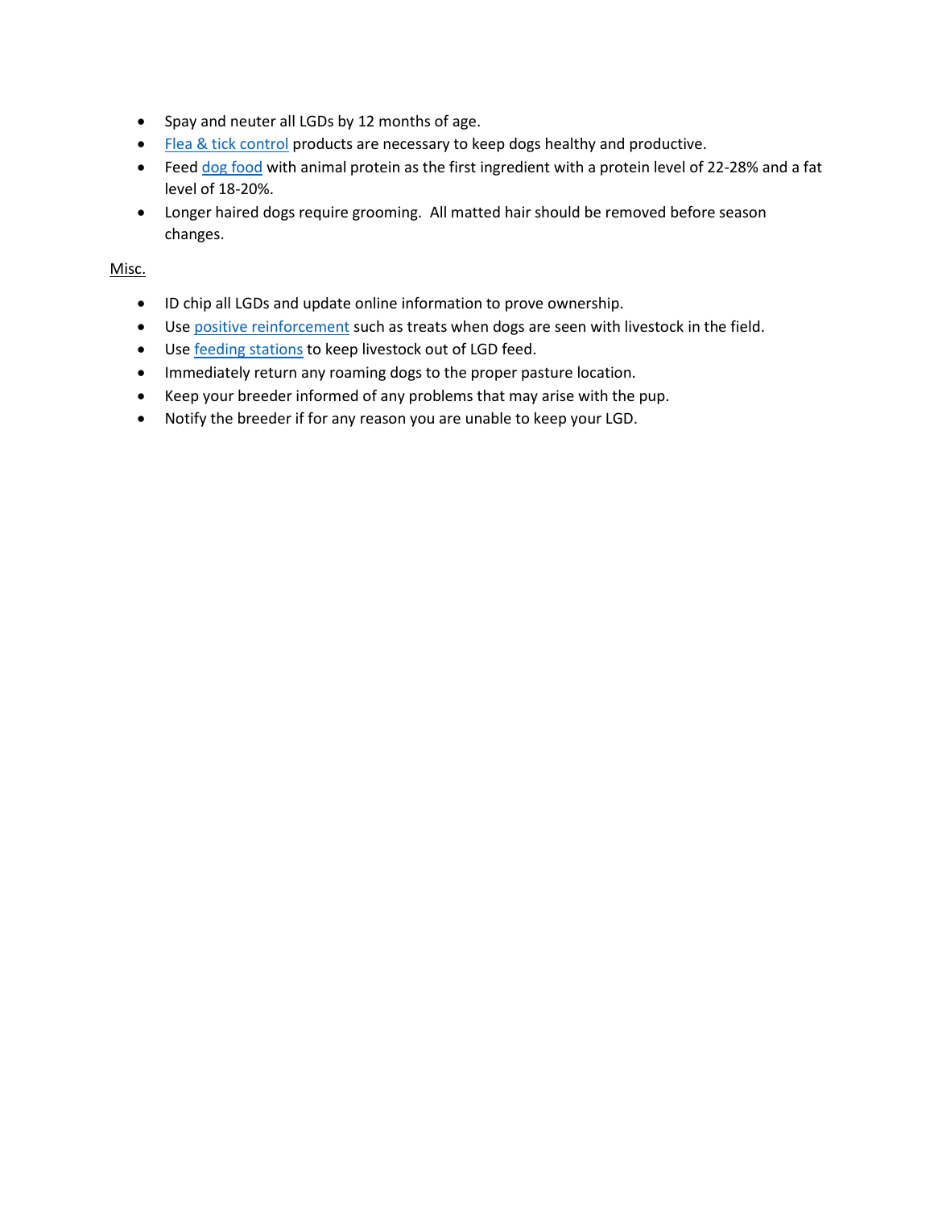- Spay and neuter all LGDs by 12 months of age.
- Flea & tick control products are necessary to keep dogs healthy and productive.
- Feed dog food with animal protein as the first ingredient with a protein level of 22-28% and a fat level of 18-20%.
- Longer haired dogs require grooming. All matted hair should be removed before season changes.

Misc.

- ID chip all LGDs and update online information to prove ownership.
- Use positive reinforcement such as treats when dogs are seen with livestock in the field.
- Use feeding stations to keep livestock out of LGD feed.
- Immediately return any roaming dogs to the proper pasture location.
- Keep your breeder informed of any problems that may arise with the pup.
- Notify the breeder if for any reason you are unable to keep your LGD.